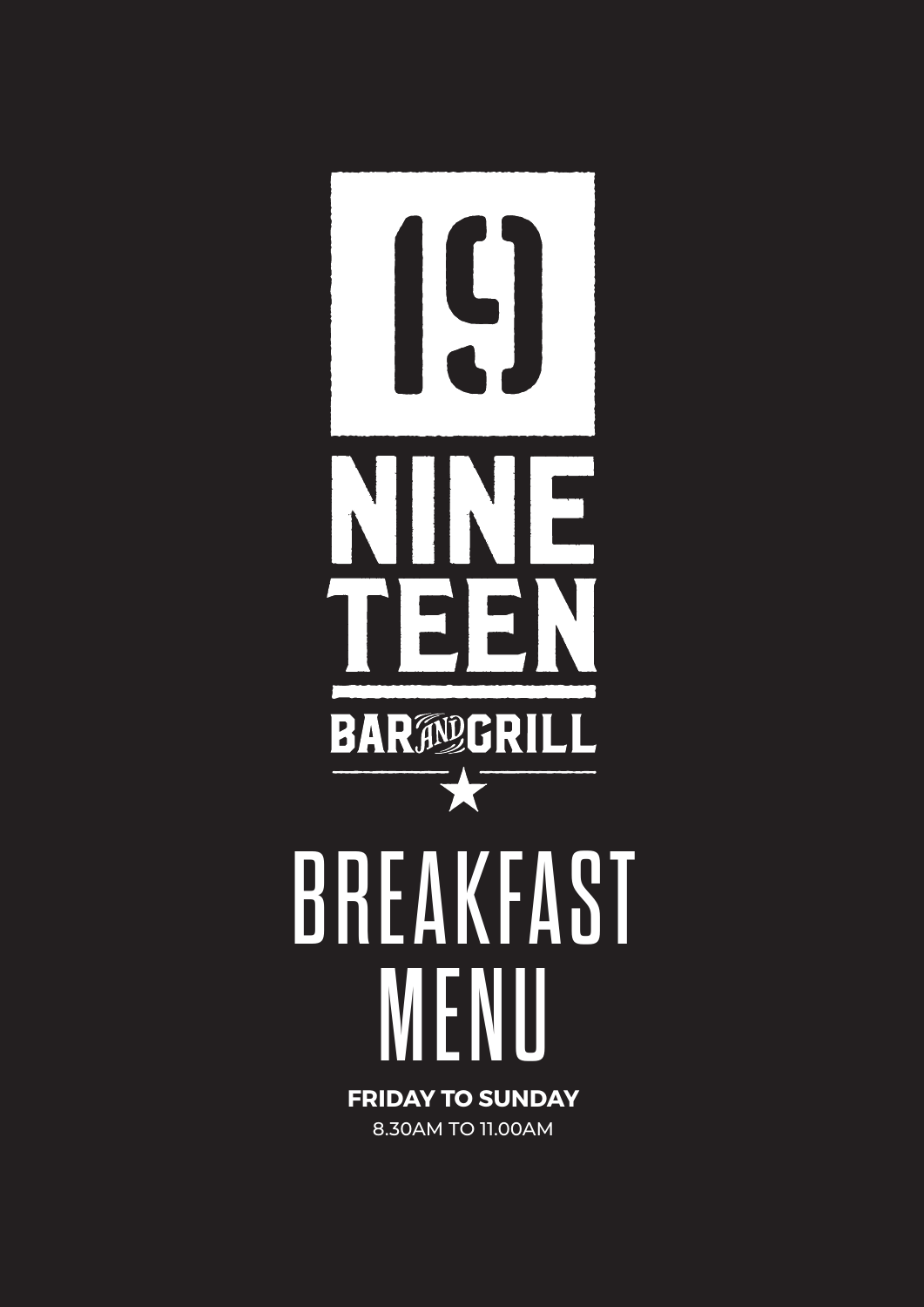19

# NINE TEEN

BAR AND GRILL

# BREAKFAST MENU

**FRIDAY TO SUNDAY**

8.30AM TO 11.00AM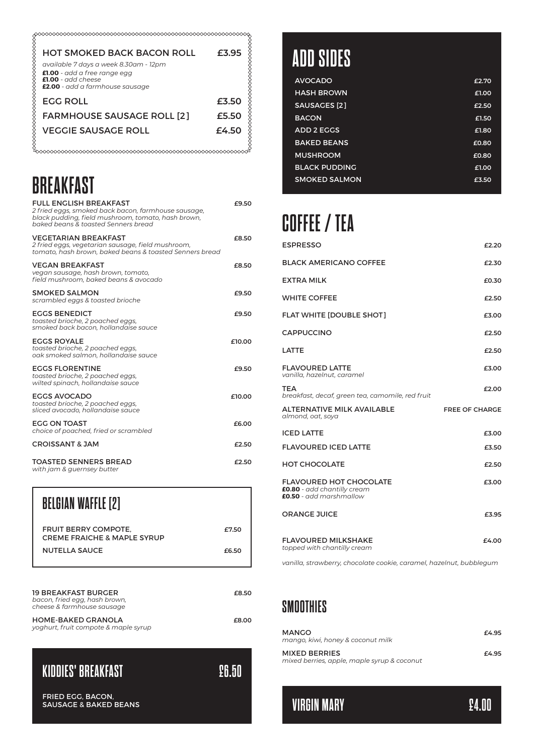## HOT SMOKED BACK BACON ROLL — £3.95

*available 7 days a week 8.30am - 12pm*

**£1.00** - *add a free range egg*
**£1.00** - *add cheese*
**£2.00** - *add a farmhouse sausage*

EGG ROLL — £3.50

FARMHOUSE SAUSAGE ROLL [2] — £5.50

VEGGIE SAUSAGE ROLL — £4.50

# BREAKFAST

**FULL ENGLISH BREAKFAST** — £9.50
*2 fried eggs, smoked back bacon, farmhouse sausage, black pudding, field mushroom, tomato, hash brown, baked beans & toasted Senners bread*

**VEGETARIAN BREAKFAST** — £8.50
*2 fried eggs, vegetarian sausage, field mushroom, tomato, hash brown, baked beans & toasted Senners bread*

**VEGAN BREAKFAST** — £8.50
*vegan sausage, hash brown, tomato, field mushroom, baked beans & avocado*

**SMOKED SALMON** — £9.50
*scrambled eggs & toasted brioche*

**EGGS BENEDICT** — £9.50
*toasted brioche, 2 poached eggs, smoked back bacon, hollandaise sauce*

**EGGS ROYALE** — £10.00
*toasted brioche, 2 poached eggs, oak smoked salmon, hollandaise sauce*

**EGGS FLORENTINE** — £9.50
*toasted brioche, 2 poached eggs, wilted spinach, hollandaise sauce*

**EGGS AVOCADO** — £10.00
*toasted brioche, 2 poached eggs, sliced avocado, hollandaise sauce*

**EGG ON TOAST** — £6.00
*choice of poached, fried or scrambled*

**CROISSANT & JAM** — £2.50

**TOASTED SENNERS BREAD** — £2.50
*with jam & guernsey butter*

## BELGIAN WAFFLE [2]

FRUIT BERRY COMPOTE, CREME FRAICHE & MAPLE SYRUP — £7.50

NUTELLA SAUCE — £6.50

**19 BREAKFAST BURGER** — £8.50
*bacon, fried egg, hash brown, cheese & farmhouse sausage*

**HOME-BAKED GRANOLA** — £8.00
*yoghurt, fruit compote & maple syrup*

## KIDDIES' BREAKFAST — £6.50

FRIED EGG, BACON, SAUSAGE & BAKED BEANS

# ADD SIDES

| | |
|---|---|
| AVOCADO | £2.70 |
| HASH BROWN | £1.00 |
| SAUSAGES [2] | £2.50 |
| BACON | £1.50 |
| ADD 2 EGGS | £1.80 |
| BAKED BEANS | £0.80 |
| MUSHROOM | £0.80 |
| BLACK PUDDING | £1.00 |
| SMOKED SALMON | £3.50 |

# COFFEE / TEA

**ESPRESSO** — £2.20

**BLACK AMERICANO COFFEE** — £2.30

**EXTRA MILK** — £0.30

**WHITE COFFEE** — £2.50

**FLAT WHITE [DOUBLE SHOT]** — £3.00

**CAPPUCCINO** — £2.50

**LATTE** — £2.50

**FLAVOURED LATTE** — £3.00
*vanilla, hazelnut, caramel*

**TEA** — £2.00
*breakfast, decaf, green tea, camomile, red fruit*

**ALTERNATIVE MILK AVAILABLE** — FREE OF CHARGE
*almond, oat, soya*

**ICED LATTE** — £3.00

**FLAVOURED ICED LATTE** — £3.50

**HOT CHOCOLATE** — £2.50

**FLAVOURED HOT CHOCOLATE** — £3.00
**£0.80** - *add chantilly cream*
**£0.50** - *add marshmallow*

**ORANGE JUICE** — £3.95

**FLAVOURED MILKSHAKE** — £4.00
*topped with chantilly cream*

*vanilla, strawberry, chocolate cookie, caramel, hazelnut, bubblegum*

## SMOOTHIES

**MANGO** — £4.95
*mango, kiwi, honey & coconut milk*

**MIXED BERRIES** — £4.95
*mixed berries, apple, maple syrup & coconut*

## VIRGIN MARY — £4.00